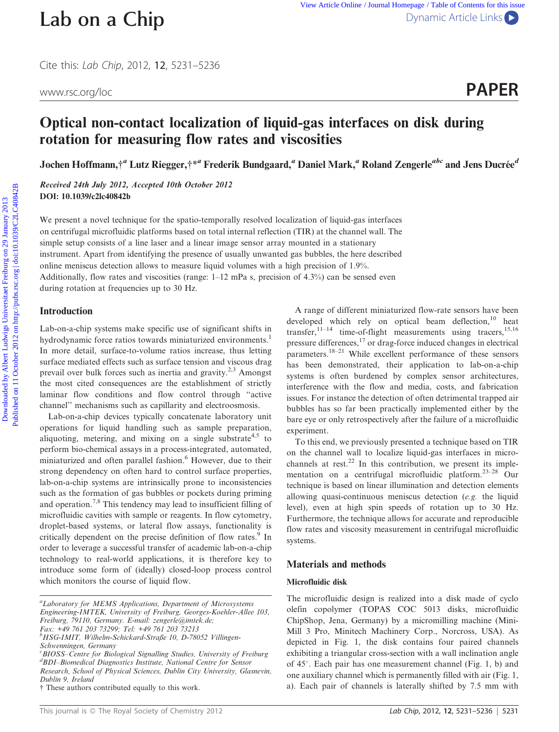# Optical non-contact localization of liquid-gas interfaces on disk during rotation for measuring flow rates and viscosities

**Jochen Hoffmann,†[a] Lutz Riegger,†*[a] Frederik Bundgaard,[a] Daniel Mark,[a] Roland Zengerle[abc] and Jens Ducrée[d]**

*Received 24th July 2012, Accepted 10th October 2012*

**DOI: 10.1039/c2lc40842b**

We present a novel technique for the spatio-temporally resolved localization of liquid-gas interfaces on centrifugal microfluidic platforms based on total internal reflection (TIR) at the channel wall. The simple setup consists of a line laser and a linear image sensor array mounted in a stationary instrument. Apart from identifying the presence of usually unwanted gas bubbles, the here described online meniscus detection allows to measure liquid volumes with a high precision of 1.9%. Additionally, flow rates and viscosities (range: 1–12 mPa s, precision of 4.3%) can be sensed even during rotation at frequencies up to 30 Hz.

## Introduction

Lab-on-a-chip systems make specific use of significant shifts in hydrodynamic force ratios towards miniaturized environments.[1] In more detail, surface-to-volume ratios increase, thus letting surface mediated effects such as surface tension and viscous drag prevail over bulk forces such as inertia and gravity.[2,3] Amongst the most cited consequences are the establishment of strictly laminar flow conditions and flow control through "active channel" mechanisms such as capillarity and electroosmosis.

Lab-on-a-chip devices typically concatenate laboratory unit operations for liquid handling such as sample preparation, aliquoting, metering, and mixing on a single substrate[4,5] to perform bio-chemical assays in a process-integrated, automated, miniaturized and often parallel fashion.[6] However, due to their strong dependency on often hard to control surface properties, lab-on-a-chip systems are intrinsically prone to inconsistencies such as the formation of gas bubbles or pockets during priming and operation.[7,8] This tendency may lead to insufficient filling of microfluidic cavities with sample or reagents. In flow cytometry, droplet-based systems, or lateral flow assays, functionality is critically dependent on the precise definition of flow rates.[9] In order to leverage a successful transfer of academic lab-on-a-chip technology to real-world applications, it is therefore key to introduce some form of (ideally) closed-loop process control which monitors the course of liquid flow.

A range of different miniaturized flow-rate sensors have been developed which rely on optical beam deflection,[10] heat transfer,[11–14] time-of-flight measurements using tracers,[15,16] pressure differences,[17] or drag-force induced changes in electrical parameters.[18–21] While excellent performance of these sensors has been demonstrated, their application to lab-on-a-chip systems is often burdened by complex sensor architectures, interference with the flow and media, costs, and fabrication issues. For instance the detection of often detrimental trapped air bubbles has so far been practically implemented either by the bare eye or only retrospectively after the failure of a microfluidic experiment.

To this end, we previously presented a technique based on TIR on the channel wall to localize liquid-gas interfaces in microchannels at rest.[22] In this contribution, we present its implementation on a centrifugal microfluidic platform.[23–28] Our technique is based on linear illumination and detection elements allowing quasi-continuous meniscus detection (*e.g.* the liquid level), even at high spin speeds of rotation up to 30 Hz. Furthermore, the technique allows for accurate and reproducible flow rates and viscosity measurement in centrifugal microfluidic systems.

## Materials and methods

### Microfluidic disk

The microfluidic design is realized into a disk made of cyclo olefin copolymer (TOPAS COC 5013 disks, microfluidic ChipShop, Jena, Germany) by a micromilling machine (Mini-Mill 3 Pro, Minitech Machinery Corp., Norcross, USA). As depicted in Fig. 1, the disk contains four paired channels exhibiting a triangular cross-section with a wall inclination angle of 45°. Each pair has one measurement channel (Fig. 1, b) and one auxiliary channel which is permanently filled with air (Fig. 1, a). Each pair of channels is laterally shifted by 7.5 mm with

---

[a] Laboratory for MEMS Applications, Department of Microsystems Engineering-IMTEK, University of Freiburg, Georges-Koehler-Allee 103, Freiburg, 79110, Germany. E-mail: zengerle@imtek.de; Fax: +49 761 203 73299; Tel: +49 761 203 73213
[b] HSG-IMIT, Wilhelm-Schickard-Straße 10, D-78052 Villingen-Schwenningen, Germany
[c] BIOSS–Centre for Biological Signalling Studies, University of Freiburg
[d] BDI–Biomedical Diagnostics Institute, National Centre for Sensor Research, School of Physical Sciences, Dublin City University, Glasnevin, Dublin 9, Ireland
† These authors contributed equally to this work.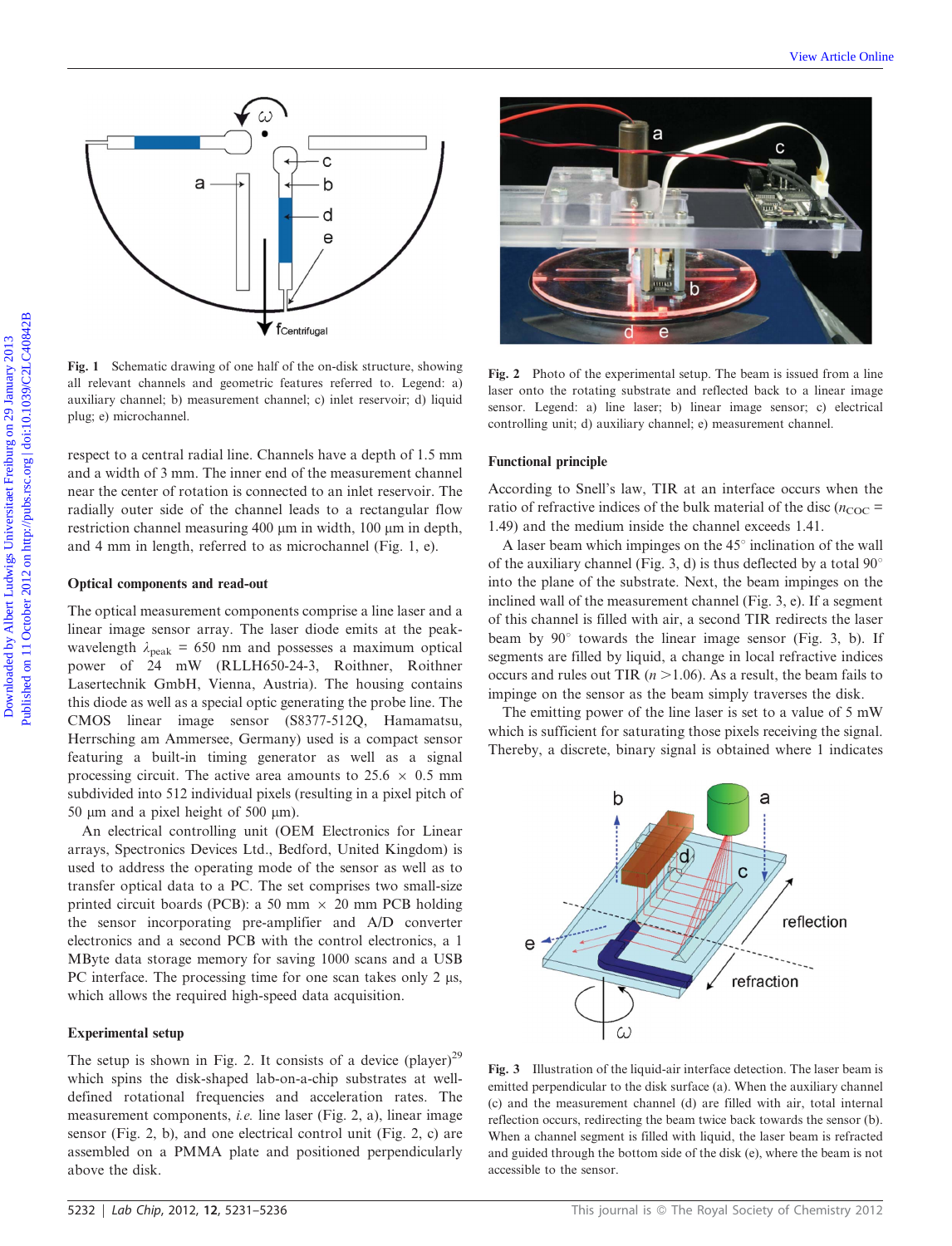Fig. 1 Schematic drawing of one half of the on-disk structure, showing all relevant channels and geometric features referred to. Legend: a) auxiliary channel; b) measurement channel; c) inlet reservoir; d) liquid plug; e) microchannel.

respect to a central radial line. Channels have a depth of 1.5 mm and a width of 3 mm. The inner end of the measurement channel near the center of rotation is connected to an inlet reservoir. The radially outer side of the channel leads to a rectangular flow restriction channel measuring 400 μm in width, 100 μm in depth, and 4 mm in length, referred to as microchannel (Fig. 1, e).

### Optical components and read-out

The optical measurement components comprise a line laser and a linear image sensor array. The laser diode emits at the peak-wavelength $\lambda_{peak}$ = 650 nm and possesses a maximum optical power of 24 mW (RLLH650-24-3, Roithner, Roithner Lasertechnik GmbH, Vienna, Austria). The housing contains this diode as well as a special optic generating the probe line. The CMOS linear image sensor (S8377-512Q, Hamamatsu, Herrsching am Ammersee, Germany) used is a compact sensor featuring a built-in timing generator as well as a signal processing circuit. The active area amounts to 25.6 × 0.5 mm subdivided into 512 individual pixels (resulting in a pixel pitch of 50 μm and a pixel height of 500 μm).

An electrical controlling unit (OEM Electronics for Linear arrays, Spectronics Devices Ltd., Bedford, United Kingdom) is used to address the operating mode of the sensor as well as to transfer optical data to a PC. The set comprises two small-size printed circuit boards (PCB): a 50 mm × 20 mm PCB holding the sensor incorporating pre-amplifier and A/D converter electronics and a second PCB with the control electronics, a 1 MByte data storage memory for saving 1000 scans and a USB PC interface. The processing time for one scan takes only 2 μs, which allows the required high-speed data acquisition.

### Experimental setup

The setup is shown in Fig. 2. It consists of a device (player)[29] which spins the disk-shaped lab-on-a-chip substrates at well-defined rotational frequencies and acceleration rates. The measurement components, *i.e.* line laser (Fig. 2, a), linear image sensor (Fig. 2, b), and one electrical control unit (Fig. 2, c) are assembled on a PMMA plate and positioned perpendicularly above the disk.

Fig. 2 Photo of the experimental setup. The beam is issued from a line laser onto the rotating substrate and reflected back to a linear image sensor. Legend: a) line laser; b) linear image sensor; c) electrical controlling unit; d) auxiliary channel; e) measurement channel.

### Functional principle

According to Snell's law, TIR at an interface occurs when the ratio of refractive indices of the bulk material of the disc ($n_{COC}$ = 1.49) and the medium inside the channel exceeds 1.41.

A laser beam which impinges on the 45° inclination of the wall of the auxiliary channel (Fig. 3, d) is thus deflected by a total 90° into the plane of the substrate. Next, the beam impinges on the inclined wall of the measurement channel (Fig. 3, e). If a segment of this channel is filled with air, a second TIR redirects the laser beam by 90° towards the linear image sensor (Fig. 3, b). If segments are filled by liquid, a change in local refractive indices occurs and rules out TIR ($n$ >1.06). As a result, the beam fails to impinge on the sensor as the beam simply traverses the disk.

The emitting power of the line laser is set to a value of 5 mW which is sufficient for saturating those pixels receiving the signal. Thereby, a discrete, binary signal is obtained where 1 indicates

Fig. 3 Illustration of the liquid-air interface detection. The laser beam is emitted perpendicular to the disk surface (a). When the auxiliary channel (c) and the measurement channel (d) are filled with air, total internal reflection occurs, redirecting the beam twice back towards the sensor (b). When a channel segment is filled with liquid, the laser beam is refracted and guided through the bottom side of the disk (e), where the beam is not accessible to the sensor.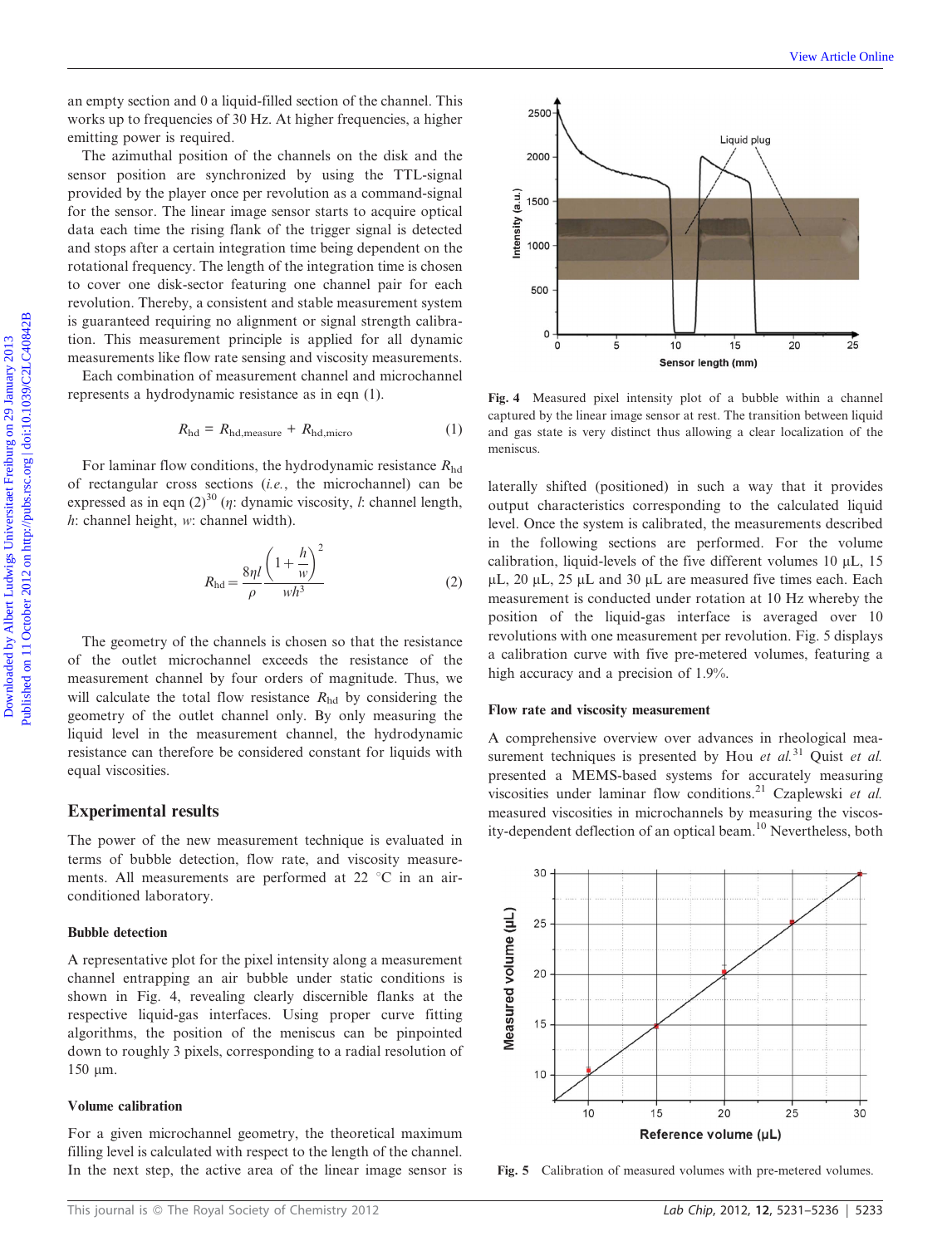an empty section and 0 a liquid-filled section of the channel. This works up to frequencies of 30 Hz. At higher frequencies, a higher emitting power is required.

The azimuthal position of the channels on the disk and the sensor position are synchronized by using the TTL-signal provided by the player once per revolution as a command-signal for the sensor. The linear image sensor starts to acquire optical data each time the rising flank of the trigger signal is detected and stops after a certain integration time being dependent on the rotational frequency. The length of the integration time is chosen to cover one disk-sector featuring one channel pair for each revolution. Thereby, a consistent and stable measurement system is guaranteed requiring no alignment or signal strength calibration. This measurement principle is applied for all dynamic measurements like flow rate sensing and viscosity measurements.

Each combination of measurement channel and microchannel represents a hydrodynamic resistance as in eqn (1).

$$R_{\mathrm{hd}} = R_{\mathrm{hd,measure}} + R_{\mathrm{hd,micro}} \tag{1}$$

For laminar flow conditions, the hydrodynamic resistance $R_{\mathrm{hd}}$ of rectangular cross sections (*i.e.*, the microchannel) can be expressed as in eqn (2)[30] ($\eta$: dynamic viscosity, $l$: channel length, $h$: channel height, $w$: channel width).

$$R_{\mathrm{hd}} = \frac{8\eta l}{\rho} \frac{\left(1 + \frac{h}{w}\right)^2}{wh^3} \tag{2}$$

The geometry of the channels is chosen so that the resistance of the outlet microchannel exceeds the resistance of the measurement channel by four orders of magnitude. Thus, we will calculate the total flow resistance $R_{\mathrm{hd}}$ by considering the geometry of the outlet channel only. By only measuring the liquid level in the measurement channel, the hydrodynamic resistance can therefore be considered constant for liquids with equal viscosities.

## Experimental results

The power of the new measurement technique is evaluated in terms of bubble detection, flow rate, and viscosity measurements. All measurements are performed at 22 °C in an air-conditioned laboratory.

### Bubble detection

A representative plot for the pixel intensity along a measurement channel entrapping an air bubble under static conditions is shown in Fig. 4, revealing clearly discernible flanks at the respective liquid-gas interfaces. Using proper curve fitting algorithms, the position of the meniscus can be pinpointed down to roughly 3 pixels, corresponding to a radial resolution of 150 µm.

**Fig. 4** Measured pixel intensity plot of a bubble within a channel captured by the linear image sensor at rest. The transition between liquid and gas state is very distinct thus allowing a clear localization of the meniscus.

### Volume calibration

For a given microchannel geometry, the theoretical maximum filling level is calculated with respect to the length of the channel. In the next step, the active area of the linear image sensor is laterally shifted (positioned) in such a way that it provides output characteristics corresponding to the calculated liquid level. Once the system is calibrated, the measurements described in the following sections are performed. For the volume calibration, liquid-levels of the five different volumes 10 µL, 15 µL, 20 µL, 25 µL and 30 µL are measured five times each. Each measurement is conducted under rotation at 10 Hz whereby the position of the liquid-gas interface is averaged over 10 revolutions with one measurement per revolution. Fig. 5 displays a calibration curve with five pre-metered volumes, featuring a high accuracy and a precision of 1.9%.

**Fig. 5** Calibration of measured volumes with pre-metered volumes.

### Flow rate and viscosity measurement

A comprehensive overview over advances in rheological measurement techniques is presented by Hou *et al.*[31] Quist *et al.* presented a MEMS-based systems for accurately measuring viscosities under laminar flow conditions.[21] Czaplewski *et al.* measured viscosities in microchannels by measuring the viscosity-dependent deflection of an optical beam.[10] Nevertheless, both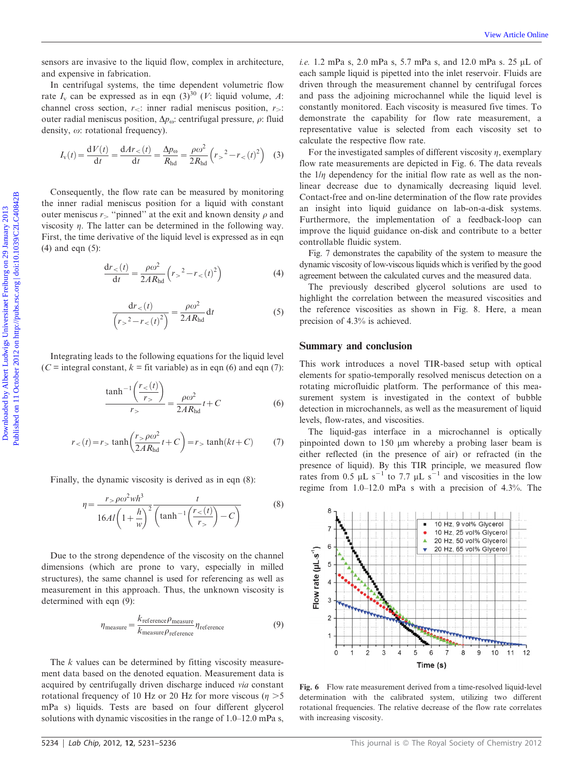sensors are invasive to the liquid flow, complex in architecture, and expensive in fabrication.

In centrifugal systems, the time dependent volumetric flow rate $I_v$ can be expressed as in eqn (3)[30] ($V$: liquid volume, $A$: channel cross section, $r_<$: inner radial meniscus position, $r_>$: outer radial meniscus position, $\Delta p_\omega$: centrifugal pressure, $\rho$: fluid density, $\omega$: rotational frequency).

$$I_v(t) = \frac{dV(t)}{dt} = \frac{dAr_<(t)}{dt} = \frac{\Delta p_\omega}{R_{hd}} = \frac{\rho\omega^2}{2R_{hd}}\left({r_>}^2 - r_<(t)^2\right) \quad (3)$$

Consequently, the flow rate can be measured by monitoring the inner radial meniscus position for a liquid with constant outer meniscus $r_>$ "pinned" at the exit and known density $\rho$ and viscosity $\eta$. The latter can be determined in the following way. First, the time derivative of the liquid level is expressed as in eqn (4) and eqn (5):

$$\frac{dr_<(t)}{dt} = \frac{\rho\omega^2}{2AR_{hd}}\left({r_>}^2 - r_<(t)^2\right) \quad (4)$$

$$\frac{dr_<(t)}{\left({r_>}^2 - r_<(t)^2\right)} = \frac{\rho\omega^2}{2AR_{hd}}dt \quad (5)$$

Integrating leads to the following equations for the liquid level ($C$ = integral constant, $k$ = fit variable) as in eqn (6) and eqn (7):

$$\frac{\tanh^{-1}\left(\frac{r_<(t)}{r_>}\right)}{r_>} = \frac{\rho\omega^2}{2AR_{hd}}t + C \quad (6)$$

$$r_<(t) = r_> \tanh\left(\frac{r_>\rho\omega^2}{2AR_{hd}}t + C\right) = r_> \tanh(kt + C) \quad (7)$$

Finally, the dynamic viscosity is derived as in eqn (8):

$$\eta = \frac{r_>\rho\omega^2 wh^3}{16Al\left(1 + \frac{h}{w}\right)^2} \frac{t}{\left(\tanh^{-1}\left(\frac{r_<(t)}{r_>}\right) - C\right)} \quad (8)$$

Due to the strong dependence of the viscosity on the channel dimensions (which are prone to vary, especially in milled structures), the same channel is used for referencing as well as measurement in this approach. Thus, the unknown viscosity is determined with eqn (9):

$$\eta_{measure} = \frac{k_{reference}\rho_{measure}}{k_{measure}\rho_{reference}}\eta_{reference} \quad (9)$$

The $k$ values can be determined by fitting viscosity measurement data based on the denoted equation. Measurement data is acquired by centrifugally driven discharge induced *via* constant rotational frequency of 10 Hz or 20 Hz for more viscous ($\eta > 5$ mPa s) liquids. Tests are based on four different glycerol solutions with dynamic viscosities in the range of 1.0–12.0 mPa s, *i.e.* 1.2 mPa s, 2.0 mPa s, 5.7 mPa s, and 12.0 mPa s. 25 µL of each sample liquid is pipetted into the inlet reservoir. Fluids are driven through the measurement channel by centrifugal forces and pass the adjoining microchannel while the liquid level is constantly monitored. Each viscosity is measured five times. To demonstrate the capability for flow rate measurement, a representative value is selected from each viscosity set to calculate the respective flow rate.

For the investigated samples of different viscosity $\eta$, exemplary flow rate measurements are depicted in Fig. 6. The data reveals the $1/\eta$ dependency for the initial flow rate as well as the non-linear decrease due to dynamically decreasing liquid level. Contact-free and on-line determination of the flow rate provides an insight into liquid guidance on lab-on-a-disk systems. Furthermore, the implementation of a feedback-loop can improve the liquid guidance on-disk and contribute to a better controllable fluidic system.

Fig. 7 demonstrates the capability of the system to measure the dynamic viscosity of low-viscous liquids which is verified by the good agreement between the calculated curves and the measured data.

The previously described glycerol solutions are used to highlight the correlation between the measured viscosities and the reference viscosities as shown in Fig. 8. Here, a mean precision of 4.3% is achieved.

## Summary and conclusion

This work introduces a novel TIR-based setup with optical elements for spatio-temporally resolved meniscus detection on a rotating microfluidic platform. The performance of this measurement system is investigated in the context of bubble detection in microchannels, as well as the measurement of liquid levels, flow-rates, and viscosities.

The liquid-gas interface in a microchannel is optically pinpointed down to 150 µm whereby a probing laser beam is either reflected (in the presence of air) or refracted (in the presence of liquid). By this TIR principle, we measured flow rates from 0.5 µL s$^{-1}$ to 7.7 µL s$^{-1}$ and viscosities in the low regime from 1.0–12.0 mPa s with a precision of 4.3%. The

**Fig. 6** Flow rate measurement derived from a time-resolved liquid-level determination with the calibrated system, utilizing two different rotational frequencies. The relative decrease of the flow rate correlates with increasing viscosity.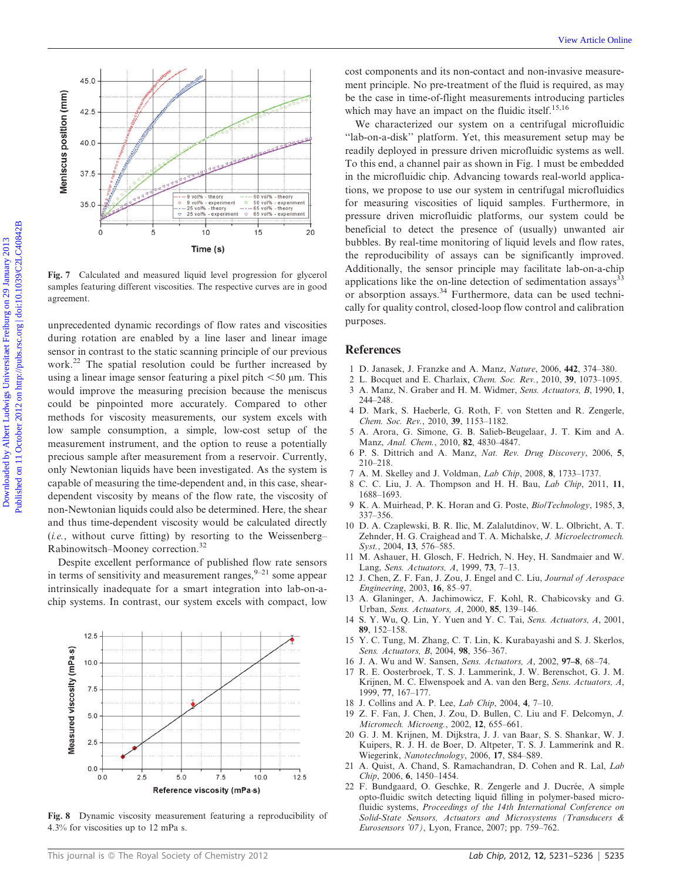Fig. 7 Calculated and measured liquid level progression for glycerol samples featuring different viscosities. The respective curves are in good agreement.

unprecedented dynamic recordings of flow rates and viscosities during rotation are enabled by a line laser and linear image sensor in contrast to the static scanning principle of our previous work.[22] The spatial resolution could be further increased by using a linear image sensor featuring a pixel pitch <50 µm. This would improve the measuring precision because the meniscus could be pinpointed more accurately. Compared to other methods for viscosity measurements, our system excels with low sample consumption, a simple, low-cost setup of the measurement instrument, and the option to reuse a potentially precious sample after measurement from a reservoir. Currently, only Newtonian liquids have been investigated. As the system is capable of measuring the time-dependent and, in this case, shear-dependent viscosity by means of the flow rate, the viscosity of non-Newtonian liquids could also be determined. Here, the shear and thus time-dependent viscosity would be calculated directly (*i.e.*, without curve fitting) by resorting to the Weissenberg–Rabinowitsch–Mooney correction.[32]

Despite excellent performance of published flow rate sensors in terms of sensitivity and measurement ranges,[9–21] some appear intrinsically inadequate for a smart integration into lab-on-a-chip systems. In contrast, our system excels with compact, low cost components and its non-contact and non-invasive measurement principle. No pre-treatment of the fluid is required, as may be the case in time-of-flight measurements introducing particles which may have an impact on the fluidic itself.[15,16]

We characterized our system on a centrifugal microfluidic "lab-on-a-disk" platform. Yet, this measurement setup may be readily deployed in pressure driven microfluidic systems as well. To this end, a channel pair as shown in Fig. 1 must be embedded in the microfluidic chip. Advancing towards real-world applications, we propose to use our system in centrifugal microfluidics for measuring viscosities of liquid samples. Furthermore, in pressure driven microfluidic platforms, our system could be beneficial to detect the presence of (usually) unwanted air bubbles. By real-time monitoring of liquid levels and flow rates, the reproducibility of assays can be significantly improved. Additionally, the sensor principle may facilitate lab-on-a-chip applications like the on-line detection of sedimentation assays[33] or absorption assays.[34] Furthermore, data can be used technically for quality control, closed-loop flow control and calibration purposes.

Fig. 8 Dynamic viscosity measurement featuring a reproducibility of 4.3% for viscosities up to 12 mPa s.

## References

1. D. Janasek, J. Franzke and A. Manz, *Nature*, 2006, **442**, 374–380.
2. L. Bocquet and E. Charlaix, *Chem. Soc. Rev.*, 2010, **39**, 1073–1095.
3. A. Manz, N. Graber and H. M. Widmer, *Sens. Actuators, B*, 1990, **1**, 244–248.
4. D. Mark, S. Haeberle, G. Roth, F. von Stetten and R. Zengerle, *Chem. Soc. Rev.*, 2010, **39**, 1153–1182.
5. A. Arora, G. Simone, G. B. Salieb-Beugelaar, J. T. Kim and A. Manz, *Anal. Chem.*, 2010, **82**, 4830–4847.
6. P. S. Dittrich and A. Manz, *Nat. Rev. Drug Discovery*, 2006, **5**, 210–218.
7. A. M. Skelley and J. Voldman, *Lab Chip*, 2008, **8**, 1733–1737.
8. C. C. Liu, J. A. Thompson and H. H. Bau, *Lab Chip*, 2011, **11**, 1688–1693.
9. K. A. Muirhead, P. K. Horan and G. Poste, *Bio/Technology*, 1985, **3**, 337–356.
10. D. A. Czaplewski, B. R. Ilic, M. Zalalutdinov, W. L. Olbricht, A. T. Zehnder, H. G. Craighead and T. A. Michalske, *J. Microelectromech. Syst.*, 2004, **13**, 576–585.
11. M. Ashauer, H. Glosch, F. Hedrich, N. Hey, H. Sandmaier and W. Lang, *Sens. Actuators, A*, 1999, **73**, 7–13.
12. J. Chen, Z. F. Fan, J. Zou, J. Engel and C. Liu, *Journal of Aerospace Engineering*, 2003, **16**, 85–97.
13. A. Glaninger, A. Jachimowicz, F. Kohl, R. Chabicovsky and G. Urban, *Sens. Actuators, A*, 2000, **85**, 139–146.
14. S. Y. Wu, Q. Lin, Y. Yuen and Y. C. Tai, *Sens. Actuators, A*, 2001, **89**, 152–158.
15. Y. C. Tung, M. Zhang, C. T. Lin, K. Kurabayashi and S. J. Skerlos, *Sens. Actuators, B*, 2004, **98**, 356–367.
16. J. A. Wu and W. Sansen, *Sens. Actuators, A*, 2002, **97–8**, 68–74.
17. R. E. Oosterbroek, T. S. J. Lammerink, J. W. Berenschot, G. J. M. Krijnen, M. C. Elwenspoek and A. van den Berg, *Sens. Actuators, A*, 1999, **77**, 167–177.
18. J. Collins and A. P. Lee, *Lab Chip*, 2004, **4**, 7–10.
19. Z. F. Fan, J. Chen, J. Zou, D. Bullen, C. Liu and F. Delcomyn, *J. Micromech. Microeng.*, 2002, **12**, 655–661.
20. G. J. M. Krijnen, M. Dijkstra, J. J. van Baar, S. S. Shankar, W. J. Kuipers, R. J. H. de Boer, D. Altpeter, T. S. J. Lammerink and R. Wiegerink, *Nanotechnology*, 2006, **17**, S84–S89.
21. A. Quist, A. Chand, S. Ramachandran, D. Cohen and R. Lal, *Lab Chip*, 2006, **6**, 1450–1454.
22. F. Bundgaard, O. Geschke, R. Zengerle and J. Ducrée, A simple opto-fluidic switch detecting liquid filling in polymer-based microfluidic systems, *Proceedings of the 14th International Conference on Solid-State Sensors, Actuators and Microsystems (Transducers & Eurosensors '07)*, Lyon, France, 2007; pp. 759–762.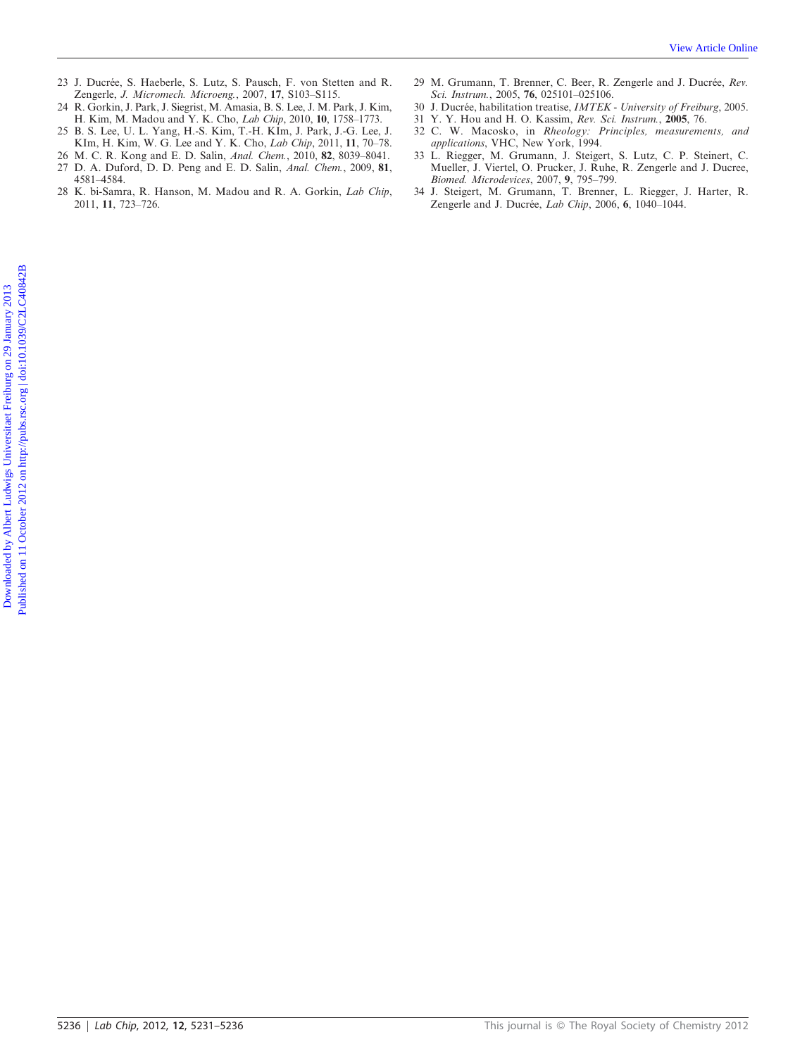23 J. Ducrée, S. Haeberle, S. Lutz, S. Pausch, F. von Stetten and R. Zengerle, *J. Micromech. Microeng.*, 2007, **17**, S103–S115.
24 R. Gorkin, J. Park, J. Siegrist, M. Amasia, B. S. Lee, J. M. Park, J. Kim, H. Kim, M. Madou and Y. K. Cho, *Lab Chip*, 2010, **10**, 1758–1773.
25 B. S. Lee, U. L. Yang, H.-S. Kim, T.-H. KIm, J. Park, J.-G. Lee, J. KIm, H. Kim, W. G. Lee and Y. K. Cho, *Lab Chip*, 2011, **11**, 70–78.
26 M. C. R. Kong and E. D. Salin, *Anal. Chem.*, 2010, **82**, 8039–8041.
27 D. A. Duford, D. D. Peng and E. D. Salin, *Anal. Chem.*, 2009, **81**, 4581–4584.
28 K. bi-Samra, R. Hanson, M. Madou and R. A. Gorkin, *Lab Chip*, 2011, **11**, 723–726.
29 M. Grumann, T. Brenner, C. Beer, R. Zengerle and J. Ducrée, *Rev. Sci. Instrum.*, 2005, **76**, 025101–025106.
30 J. Ducrée, habilitation treatise, *IMTEK - University of Freiburg*, 2005.
31 Y. Y. Hou and H. O. Kassim, *Rev. Sci. Instrum.*, **2005**, 76.
32 C. W. Macosko, in *Rheology: Principles, measurements, and applications*, VHC, New York, 1994.
33 L. Riegger, M. Grumann, J. Steigert, S. Lutz, C. P. Steinert, C. Mueller, J. Viertel, O. Prucker, J. Ruhe, R. Zengerle and J. Ducree, *Biomed. Microdevices*, 2007, **9**, 795–799.
34 J. Steigert, M. Grumann, T. Brenner, L. Riegger, J. Harter, R. Zengerle and J. Ducrée, *Lab Chip*, 2006, **6**, 1040–1044.